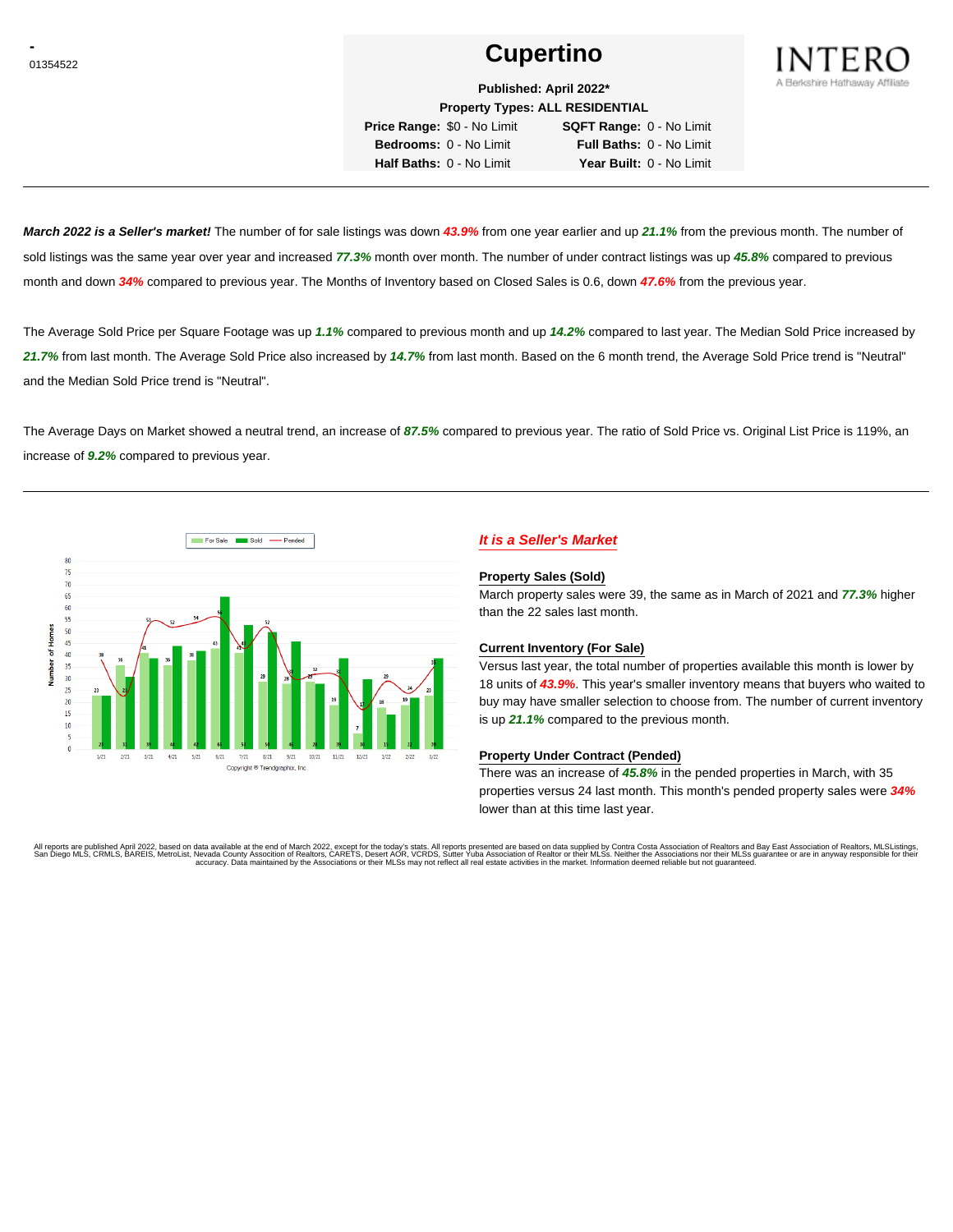-
01354522

# Cupertino

**Published: April 2022***
**Property Types: ALL RESIDENTIAL**

| | | | |
|---|---|---|---|
| **Price Range:** | $0 - No Limit | **SQFT Range:** | 0 - No Limit |
| **Bedrooms:** | 0 - No Limit | **Full Baths:** | 0 - No Limit |
| **Half Baths:** | 0 - No Limit | **Year Built:** | 0 - No Limit |

INTERO
A Berkshire Hathaway Affiliate

---

***March 2022 is a Seller's market!*** The number of for sale listings was down ***43.9%*** from one year earlier and up ***21.1%*** from the previous month. The number of sold listings was the same year over year and increased ***77.3%*** month over month. The number of under contract listings was up ***45.8%*** compared to previous month and down ***34%*** compared to previous year. The Months of Inventory based on Closed Sales is 0.6, down ***47.6%*** from the previous year.

The Average Sold Price per Square Footage was up ***1.1%*** compared to previous month and up ***14.2%*** compared to last year. The Median Sold Price increased by ***21.7%*** from last month. The Average Sold Price also increased by ***14.7%*** from last month. Based on the 6 month trend, the Average Sold Price trend is "Neutral" and the Median Sold Price trend is "Neutral".

The Average Days on Market showed a neutral trend, an increase of ***87.5%*** compared to previous year. The ratio of Sold Price vs. Original List Price is 119%, an increase of ***9.2%*** compared to previous year.

---

| Month | For Sale | Sold | Pended |
|---|---|---|---|
| 1/21 | 23 | 23 | 38 |
| 2/21 | 36 | 31 | 21 |
| 3/21 | 41 | 39 | 53 |
| 4/21 | 36 | 44 | 52 |
| 5/21 | 38 | 42 | 54 |
| 6/21 | 43 | 65 | 56 |
| 7/21 | 41 | 53 | 43 |
| 8/21 | 29 | 50 | 52 |
| 9/21 | 28 | 46 | 31 |
| 10/21 | 29 | 28 | 32 |
| 11/21 | 19 | 39 | 31 |
| 12/21 | 7 | 30 | 17 |
| 1/22 | 18 | 15 | 29 |
| 2/22 | 19 | 22 | 24 |
| 3/22 | 23 | 39 | 35 |

Copyright ® Trendgraphix, Inc.

## *It is a Seller's Market*

### Property Sales (Sold)

March property sales were 39, the same as in March of 2021 and ***77.3%*** higher than the 22 sales last month.

### Current Inventory (For Sale)

Versus last year, the total number of properties available this month is lower by 18 units of ***43.9%***. This year's smaller inventory means that buyers who waited to buy may have smaller selection to choose from. The number of current inventory is up ***21.1%*** compared to the previous month.

### Property Under Contract (Pended)

There was an increase of ***45.8%*** in the pended properties in March, with 35 properties versus 24 last month. This month's pended property sales were ***34%*** lower than at this time last year.

All reports are published April 2022, based on data available at the end of March 2022, except for the today's stats. All reports presented are based on data supplied by Contra Costa Association of Realtors and Bay East Association of Realtors, MLSListings, San Diego MLS, CRMLS, BAREIS, MetroList, Nevada County Association of Realtors, CARETS, Desert AOR, VCRDS, Sutter Yuba Association of Realtor or their MLSs. Neither the Associations nor their MLSs guarantee or are in anyway responsible for their accuracy. Data maintained by the Associations or their MLSs may not reflect all real estate activities in the market. Information deemed reliable but not guaranteed.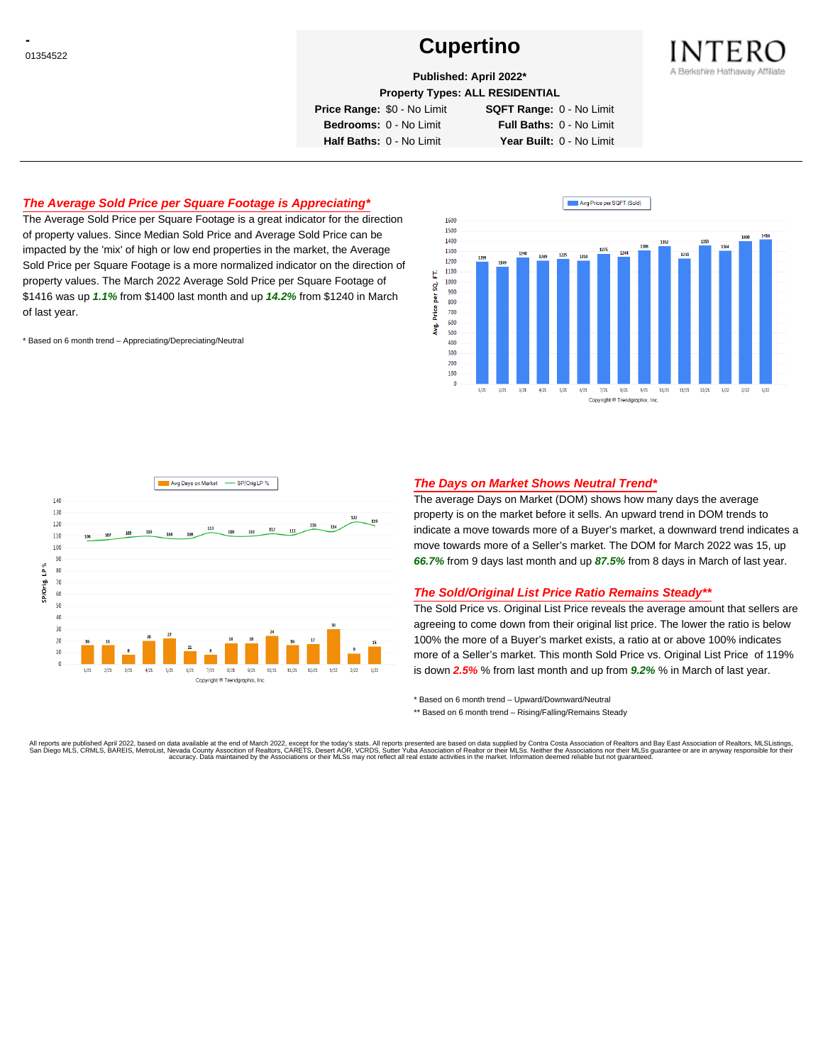-
01354522

# Cupertino

**Published: April 2022***

**Property Types: ALL RESIDENTIAL**

| | | | |
|---|---|---|---|
| **Price Range:** | $0 - No Limit | **SQFT Range:** | 0 - No Limit |
| **Bedrooms:** | 0 - No Limit | **Full Baths:** | 0 - No Limit |
| **Half Baths:** | 0 - No Limit | **Year Built:** | 0 - No Limit |

INTERO
A Berkshire Hathaway Affiliate

## *The Average Sold Price per Square Footage is Appreciating**

The Average Sold Price per Square Footage is a great indicator for the direction of property values. Since Median Sold Price and Average Sold Price can be impacted by the 'mix' of high or low end properties in the market, the Average Sold Price per Square Footage is a more normalized indicator on the direction of property values. The March 2022 Average Sold Price per Square Footage of $1416 was up ***1.1%*** from $1400 last month and up ***14.2%*** from $1240 in March of last year.

\* Based on 6 month trend – Appreciating/Depreciating/Neutral

Avg Price per SQFT (Sold)

| Month | 1/21 | 2/21 | 3/21 | 4/21 | 5/21 | 6/21 | 7/21 | 8/21 | 9/21 | 10/21 | 11/21 | 12/21 | 1/22 | 2/22 | 3/22 |
|---|---|---|---|---|---|---|---|---|---|---|---|---|---|---|---|
| Avg. Price per SQ. FT. | 1199 | 1149 | 1240 | 1209 | 1225 | 1210 | 1275 | 1244 | 1308 | 1352 | 1230 | 1355 | 1304 | 1400 | 1416 |

Copyright © Trendgraphix, Inc.

| Month | 1/21 | 2/21 | 3/21 | 4/21 | 5/21 | 6/21 | 7/21 | 8/21 | 9/21 | 10/21 | 11/21 | 12/21 | 1/22 | 2/22 | 3/22 |
|---|---|---|---|---|---|---|---|---|---|---|---|---|---|---|---|
| Avg Days on Market | 16 | 16 | 8 | 20 | 22 | 11 | 8 | 18 | 18 | 24 | 16 | 17 | 30 | 9 | 15 |
| SP/Orig LP % | 106 | 107 | 109 | 110 | 108 | 108 | 113 | 110 | 110 | 112 | 111 | 116 | 114 | 122 | 119 |

Copyright © Trendgraphix, Inc.

## *The Days on Market Shows Neutral Trend**

The average Days on Market (DOM) shows how many days the average property is on the market before it sells. An upward trend in DOM trends to indicate a move towards more of a Buyer's market, a downward trend indicates a move towards more of a Seller's market. The DOM for March 2022 was 15, up ***66.7%*** from 9 days last month and up ***87.5%*** from 8 days in March of last year.

## *The Sold/Original List Price Ratio Remains Steady***

The Sold Price vs. Original List Price reveals the average amount that sellers are agreeing to come down from their original list price. The lower the ratio is below 100% the more of a Buyer's market exists, a ratio at or above 100% indicates more of a Seller's market. This month Sold Price vs. Original List Price of 119% is down ***2.5%*** % from last month and up from ***9.2%*** % in March of last year.

\* Based on 6 month trend – Upward/Downward/Neutral

\*\* Based on 6 month trend – Rising/Falling/Remains Steady

All reports are published April 2022, based on data available at the end of March 2022, except for the today's stats. All reports presented are based on data supplied by Contra Costa Association of Realtors and Bay East Association of Realtors, MLSListings, San Diego MLS, CRMLS, BAREIS, MetroList, Nevada County Assocition of Realtors, CARETS, Desert AOR, VCRDS, Sutter Yuba Association of Realtor or their MLSs. Neither the Associations nor their MLSs guarantee or are in anyway responsible for their accuracy. Data maintained by the Associations or their MLSs may not reflect all real estate activities in the market. Information deemed reliable but not guaranteed.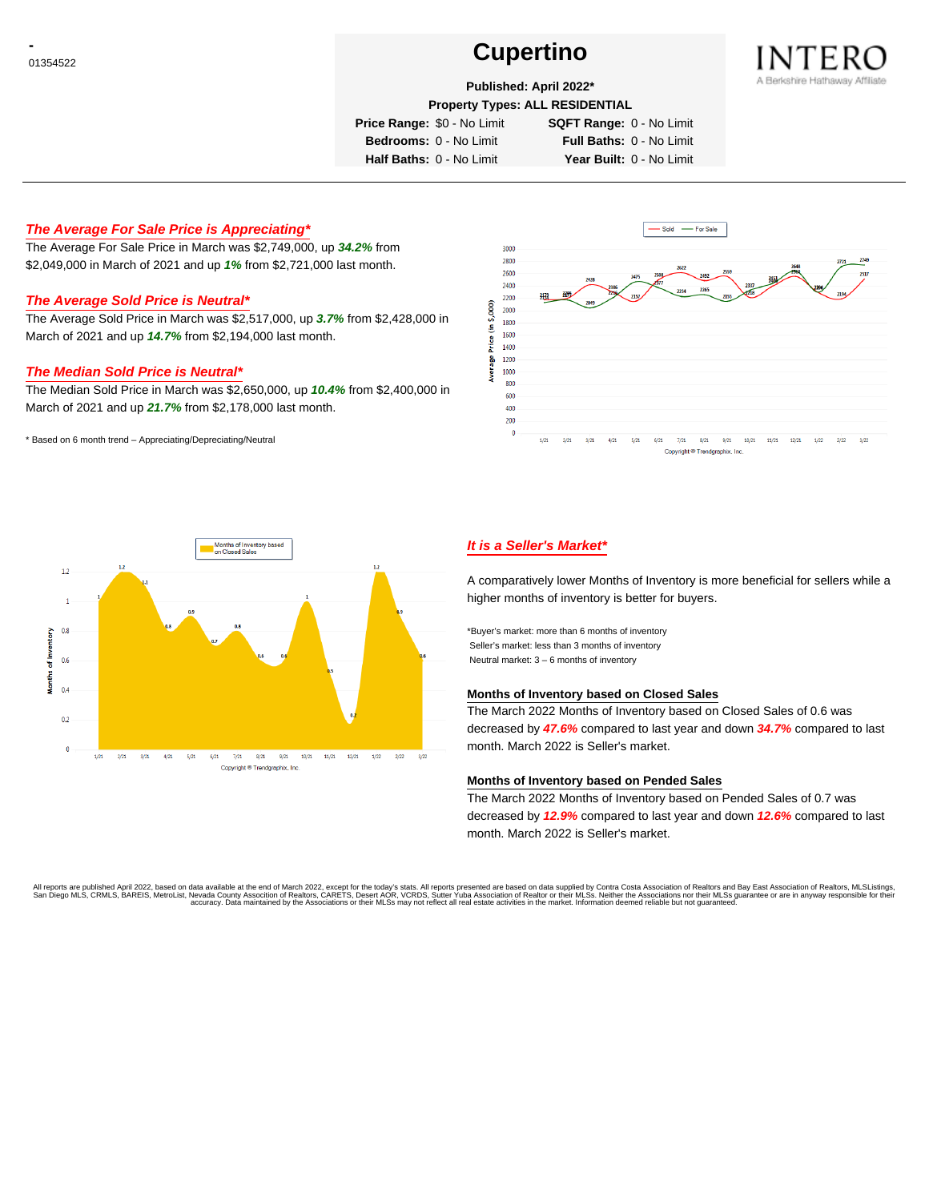-

01354522

# Cupertino

**Published: April 2022***

**Property Types: ALL RESIDENTIAL**

| | | | |
|---|---|---|---|
| **Price Range:** | $0 - No Limit | **SQFT Range:** | 0 - No Limit |
| **Bedrooms:** | 0 - No Limit | **Full Baths:** | 0 - No Limit |
| **Half Baths:** | 0 - No Limit | **Year Built:** | 0 - No Limit |

### *The Average For Sale Price is Appreciating**

The Average For Sale Price in March was $2,749,000, up ***34.2%*** from $2,049,000 in March of 2021 and up ***1%*** from $2,721,000 last month.

### *The Average Sold Price is Neutral**

The Average Sold Price in March was $2,517,000, up ***3.7%*** from $2,428,000 in March of 2021 and up ***14.7%*** from $2,194,000 last month.

### *The Median Sold Price is Neutral**

The Median Sold Price in March was $2,650,000, up ***10.4%*** from $2,400,000 in March of 2021 and up ***21.7%*** from $2,178,000 last month.

* Based on 6 month trend – Appreciating/Depreciating/Neutral

### *It is a Seller's Market**

A comparatively lower Months of Inventory is more beneficial for sellers while a higher months of inventory is better for buyers.

*Buyer's market: more than 6 months of inventory
Seller's market: less than 3 months of inventory
Neutral market: 3 – 6 months of inventory

### Months of Inventory based on Closed Sales

The March 2022 Months of Inventory based on Closed Sales of 0.6 was decreased by ***47.6%*** compared to last year and down ***34.7%*** compared to last month. March 2022 is Seller's market.

### Months of Inventory based on Pended Sales

The March 2022 Months of Inventory based on Pended Sales of 0.7 was decreased by ***12.9%*** compared to last year and down ***12.6%*** compared to last month. March 2022 is Seller's market.

All reports are published April 2022, based on data available at the end of March 2022, except for the today's stats. All reports presented are based on data supplied by Contra Costa Association of Realtors and Bay East Association of Realtors, MLSListings, San Diego MLS, CRMLS, BAREIS, MetroList, Nevada County Association of Realtors, CARETS, Desert AOR, VCRDS, Sutter Yuba Association of Realtor or their MLSs. Neither the Associations nor their MLSs guarantee or are in anyway responsible for their accuracy. Data maintained by the Associations or their MLSs may not reflect all real estate activities in the market. Information deemed reliable but not guaranteed.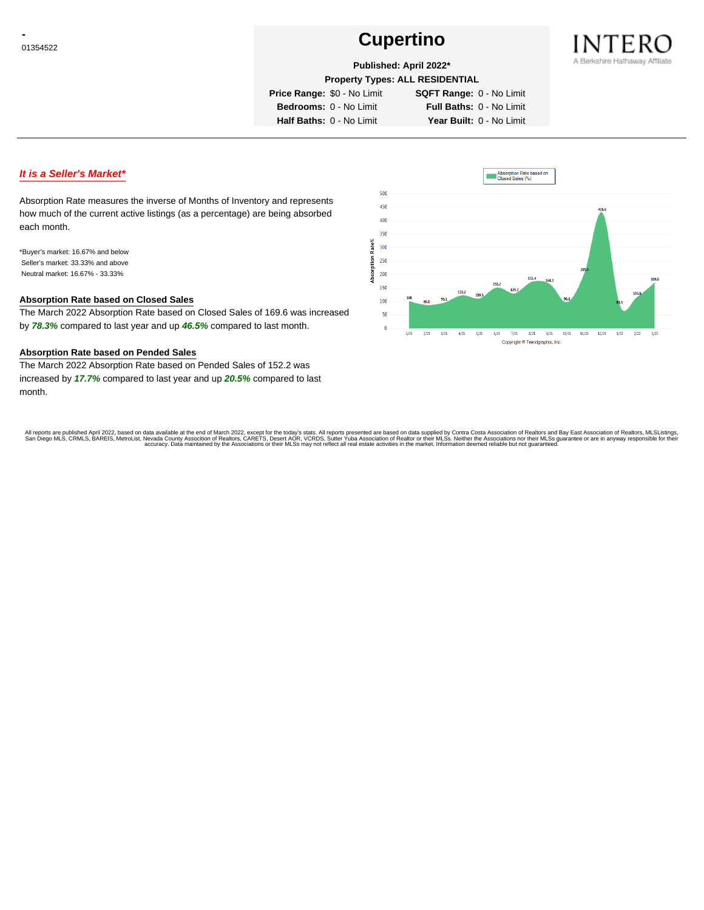-
01354522

# Cupertino

**Published: April 2022***

**Property Types: ALL RESIDENTIAL**

| | | | |
|---|---|---|---|
| **Price Range:** | $0 - No Limit | **SQFT Range:** | 0 - No Limit |
| **Bedrooms:** | 0 - No Limit | **Full Baths:** | 0 - No Limit |
| **Half Baths:** | 0 - No Limit | **Year Built:** | 0 - No Limit |

INTERO
A Berkshire Hathaway Affiliate

## *It is a Seller's Market**

Absorption Rate measures the inverse of Months of Inventory and represents how much of the current active listings (as a percentage) are being absorbed each month.

*Buyer's market: 16.67% and below
Seller's market: 33.33% and above
Neutral market: 16.67% - 33.33%

### Absorption Rate based on Closed Sales

The March 2022 Absorption Rate based on Closed Sales of 169.6 was increased by ***78.3%*** compared to last year and up ***46.5%*** compared to last month.

### Absorption Rate based on Pended Sales

The March 2022 Absorption Rate based on Pended Sales of 152.2 was increased by ***17.7%*** compared to last year and up ***20.5%*** compared to last month.

Absorption Rate based on Closed Sales (%)

Absorption Rate%

500
450
400
350
300
250
200
150
100
50
0

100
86.1
95.1
122.2
110.5
151.2
129.3
172.4
164.3
96.6
205.3
426.6
83.5
115.8
169.6

1/21 2/21 3/21 4/21 5/21 6/21 7/21 8/21 9/21 10/21 11/21 12/21 1/22 2/22 3/22

Copyright © Trendgraphix, Inc.

All reports are published April 2022, based on data available at the end of March 2022, except for the today's stats. All reports presented are based on data supplied by Contra Costa Association of Realtors and Bay East Association of Realtors, MLSListings, San Diego MLS, CRMLS, BAREIS, MetroList, Nevada County Assocition of Realtors, CARETS, Desert AOR, VCRDS, Sutter Yuba Association of Realtor or their MLSs. Neither the Associations nor their MLSs guarantee or are in anyway responsible for their accuracy. Data maintained by the Associations or their MLSs may not reflect all real estate activities in the market. Information deemed reliable but not guaranteed.